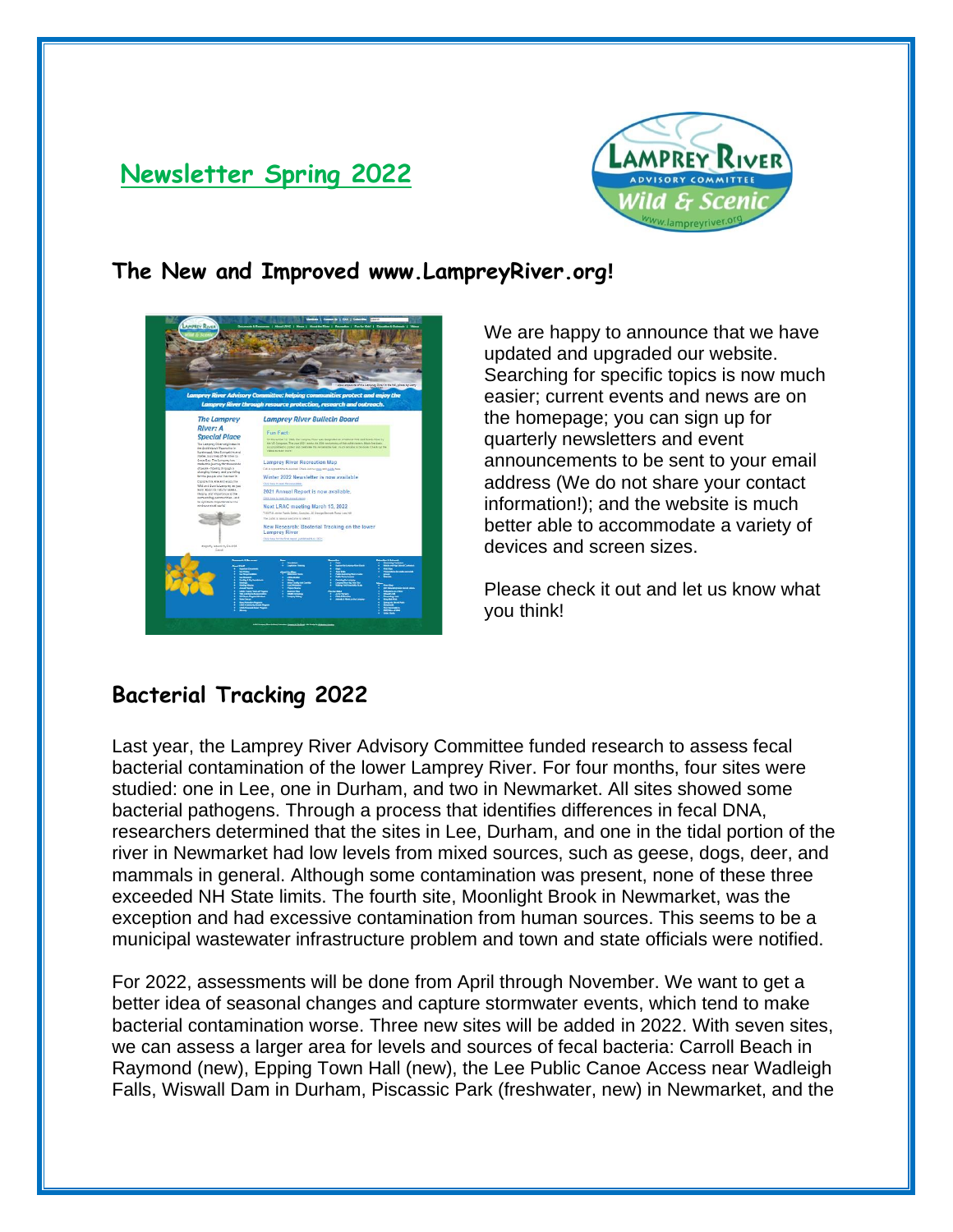# Newsletter Spring 2022

## The New and Improved www.LampreyRiver.org!

We are happy to announce that we have updated and upgraded our website. Searching for specific topics is now much easier; current events and news are on the homepage; you can sign up for quarterly newsletters and event announcements to be sent to your email address (We do not share your contact information!); and the website is much better able to accommodate a variety of devices and screen sizes.

Please check it out and let us know what you think!

## Bacterial Tracking 2022

Last year, the Lamprey River Advisory Committee funded research to assess fecal bacterial contamination of the lower Lamprey River. For four months, four sites were studied: one in Lee, one in Durham, and two in Newmarket. All sites showed some bacterial pathogens. Through a process that identifies differences in fecal DNA, researchers determined that the sites in Lee, Durham, and one in the tidal portion of the river in Newmarket had low levels from mixed sources, such as geese, dogs, deer, and mammals in general. Although some contamination was present, none of these three exceeded NH State limits. The fourth site, Moonlight Brook in Newmarket, was the exception and had excessive contamination from human sources. This seems to be a municipal wastewater infrastructure problem and town and state officials were notified.

For 2022, assessments will be done from April through November. We want to get a better idea of seasonal changes and capture stormwater events, which tend to make bacterial contamination worse. Three new sites will be added in 2022. With seven sites, we can assess a larger area for levels and sources of fecal bacteria: Carroll Beach in Raymond (new), Epping Town Hall (new), the Lee Public Canoe Access near Wadleigh Falls, Wiswall Dam in Durham, Piscassic Park (freshwater, new) in Newmarket, and the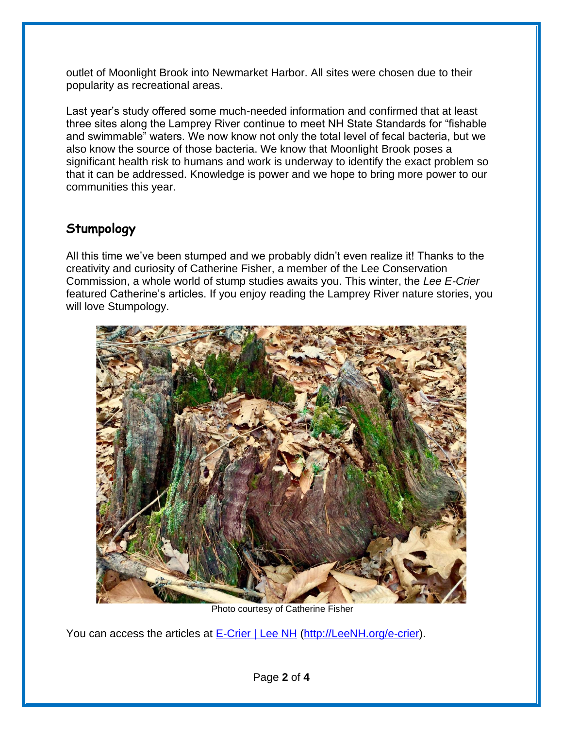outlet of Moonlight Brook into Newmarket Harbor. All sites were chosen due to their popularity as recreational areas.

Last year's study offered some much-needed information and confirmed that at least three sites along the Lamprey River continue to meet NH State Standards for "fishable and swimmable" waters. We now know not only the total level of fecal bacteria, but we also know the source of those bacteria. We know that Moonlight Brook poses a significant health risk to humans and work is underway to identify the exact problem so that it can be addressed. Knowledge is power and we hope to bring more power to our communities this year.

## Stumpology

All this time we've been stumped and we probably didn't even realize it! Thanks to the creativity and curiosity of Catherine Fisher, a member of the Lee Conservation Commission, a whole world of stump studies awaits you. This winter, the *Lee E-Crier* featured Catherine's articles. If you enjoy reading the Lamprey River nature stories, you will love Stumpology.

Photo courtesy of Catherine Fisher

You can access the articles at [E-Crier | Lee NH](http://LeeNH.org/e-crier) (http://LeeNH.org/e-crier).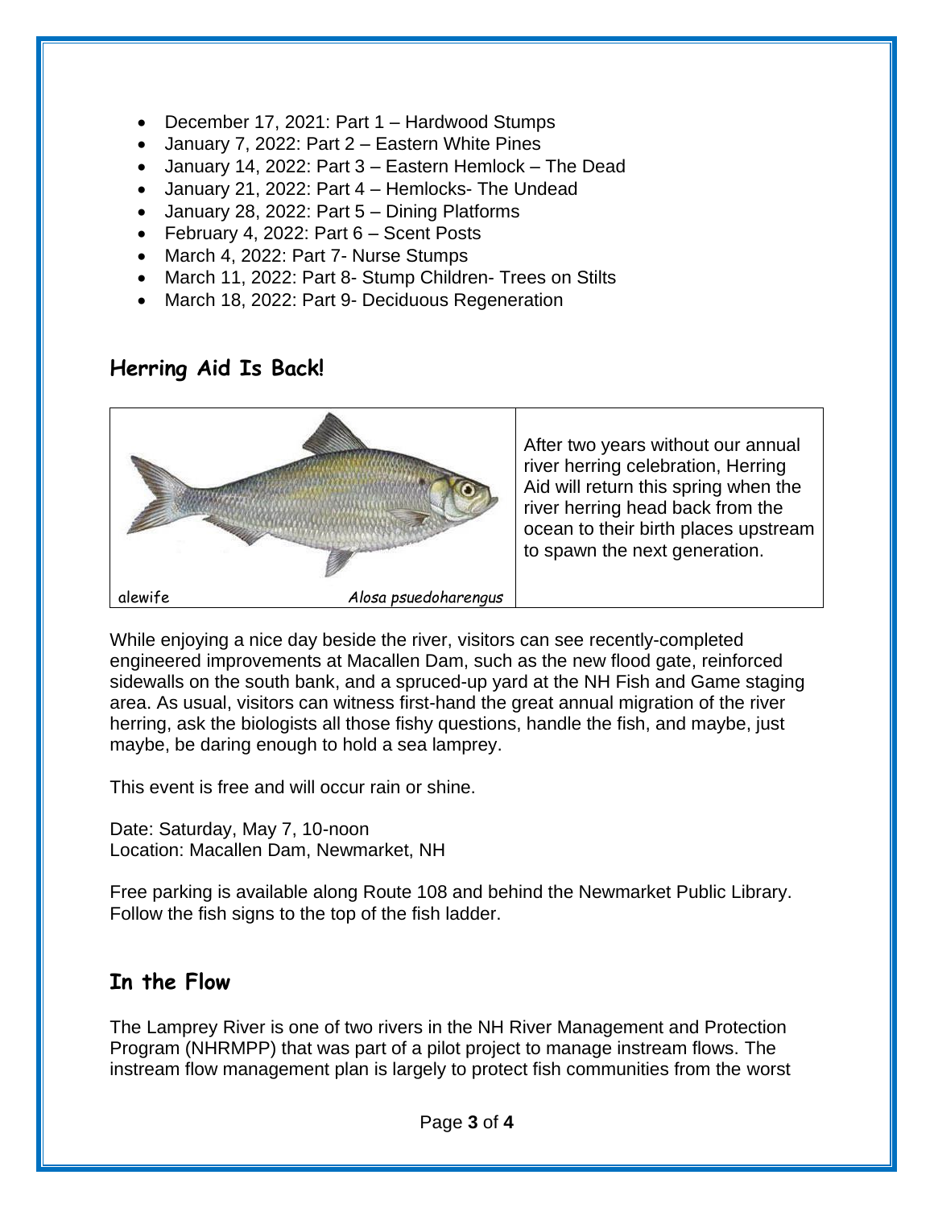- December 17, 2021: Part 1 – Hardwood Stumps
- January 7, 2022: Part 2 – Eastern White Pines
- January 14, 2022: Part 3 – Eastern Hemlock – The Dead
- January 21, 2022: Part 4 – Hemlocks- The Undead
- January 28, 2022: Part 5 – Dining Platforms
- February 4, 2022: Part 6 – Scent Posts
- March 4, 2022: Part 7- Nurse Stumps
- March 11, 2022: Part 8- Stump Children- Trees on Stilts
- March 18, 2022: Part 9- Deciduous Regeneration

## Herring Aid Is Back!

alewife *Alosa psuedoharengus*

After two years without our annual river herring celebration, Herring Aid will return this spring when the river herring head back from the ocean to their birth places upstream to spawn the next generation.

While enjoying a nice day beside the river, visitors can see recently-completed engineered improvements at Macallen Dam, such as the new flood gate, reinforced sidewalls on the south bank, and a spruced-up yard at the NH Fish and Game staging area. As usual, visitors can witness first-hand the great annual migration of the river herring, ask the biologists all those fishy questions, handle the fish, and maybe, just maybe, be daring enough to hold a sea lamprey.

This event is free and will occur rain or shine.

Date: Saturday, May 7, 10-noon
Location: Macallen Dam, Newmarket, NH

Free parking is available along Route 108 and behind the Newmarket Public Library. Follow the fish signs to the top of the fish ladder.

## In the Flow

The Lamprey River is one of two rivers in the NH River Management and Protection Program (NHRMPP) that was part of a pilot project to manage instream flows. The instream flow management plan is largely to protect fish communities from the worst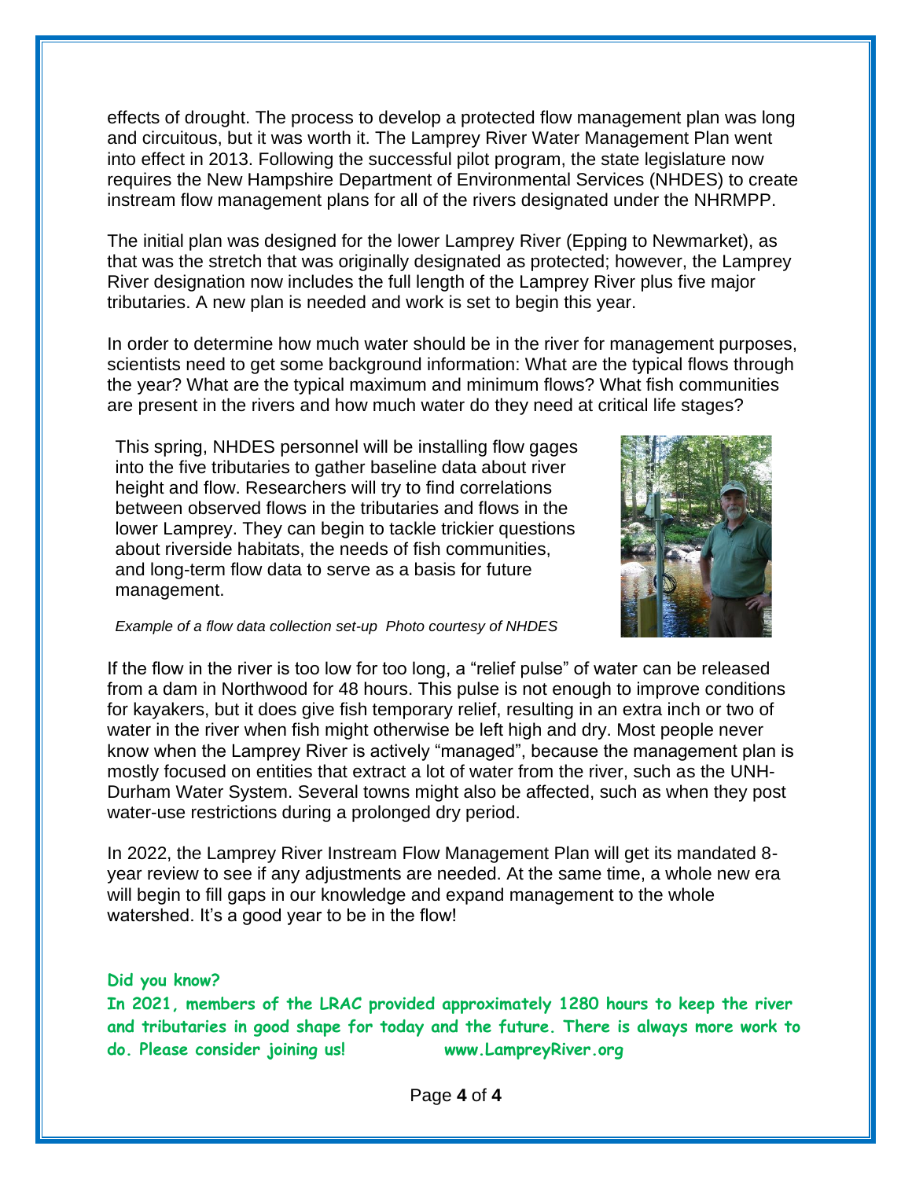effects of drought. The process to develop a protected flow management plan was long and circuitous, but it was worth it. The Lamprey River Water Management Plan went into effect in 2013. Following the successful pilot program, the state legislature now requires the New Hampshire Department of Environmental Services (NHDES) to create instream flow management plans for all of the rivers designated under the NHRMPP.

The initial plan was designed for the lower Lamprey River (Epping to Newmarket), as that was the stretch that was originally designated as protected; however, the Lamprey River designation now includes the full length of the Lamprey River plus five major tributaries. A new plan is needed and work is set to begin this year.

In order to determine how much water should be in the river for management purposes, scientists need to get some background information: What are the typical flows through the year? What are the typical maximum and minimum flows? What fish communities are present in the rivers and how much water do they need at critical life stages?

This spring, NHDES personnel will be installing flow gages into the five tributaries to gather baseline data about river height and flow. Researchers will try to find correlations between observed flows in the tributaries and flows in the lower Lamprey. They can begin to tackle trickier questions about riverside habitats, the needs of fish communities, and long-term flow data to serve as a basis for future management.

*Example of a flow data collection set-up  Photo courtesy of NHDES*

If the flow in the river is too low for too long, a "relief pulse" of water can be released from a dam in Northwood for 48 hours. This pulse is not enough to improve conditions for kayakers, but it does give fish temporary relief, resulting in an extra inch or two of water in the river when fish might otherwise be left high and dry. Most people never know when the Lamprey River is actively "managed", because the management plan is mostly focused on entities that extract a lot of water from the river, such as the UNH-Durham Water System. Several towns might also be affected, such as when they post water-use restrictions during a prolonged dry period.

In 2022, the Lamprey River Instream Flow Management Plan will get its mandated 8-year review to see if any adjustments are needed. At the same time, a whole new era will begin to fill gaps in our knowledge and expand management to the whole watershed. It's a good year to be in the flow!

**Did you know?**

**In 2021, members of the LRAC provided approximately 1280 hours to keep the river and tributaries in good shape for today and the future. There is always more work to do. Please consider joining us!  www.LampreyRiver.org**